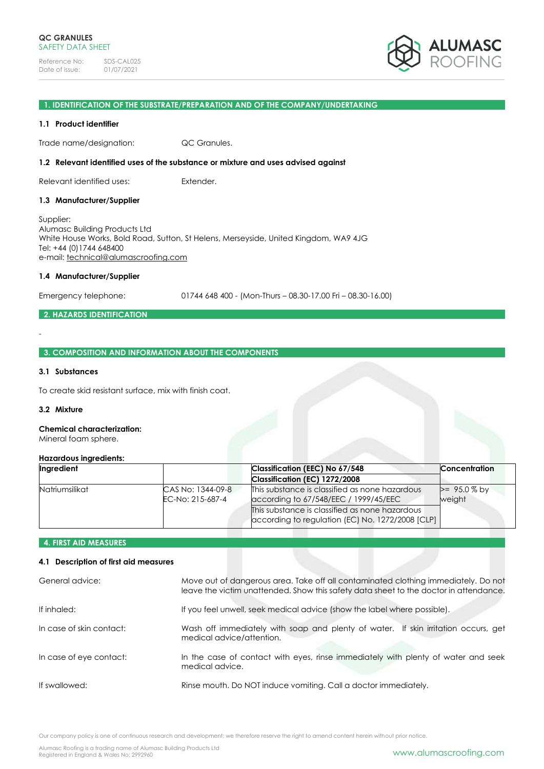**QC GRANULES**
SAFETY DATA SHEET

Reference No: SDS-CAL025
Date of issue: 01/07/2021

## 1. IDENTIFICATION OF THE SUBSTRATE/PREPARATION AND OF THE COMPANY/UNDERTAKING

### 1.1 Product identifier

Trade name/designation: QC Granules.

### 1.2 Relevant identified uses of the substance or mixture and uses advised against

Relevant identified uses: Extender.

### 1.3 Manufacturer/Supplier

Supplier:
Alumasc Building Products Ltd
White House Works, Bold Road, Sutton, St Helens, Merseyside, United Kingdom, WA9 4JG
Tel: +44 (0)1744 648400
e-mail: technical@alumascroofing.com

### 1.4 Manufacturer/Supplier

Emergency telephone: 01744 648 400 - (Mon-Thurs – 08.30-17.00 Fri – 08.30-16.00)

## 2. HAZARDS IDENTIFICATION

-

## 3. COMPOSITION AND INFORMATION ABOUT THE COMPONENTS

### 3.1 Substances

To create skid resistant surface, mix with finish coat.

### 3.2 Mixture

**Chemical characterization:**
Mineral foam sphere.

**Hazardous ingredients:**

| Ingredient | | Classification (EEC) No 67/548<br>Classification (EC) 1272/2008 | Concentration |
|---|---|---|---|
| Natriumsilikat | CAS No: 1344-09-8<br>EC-No: 215-687-4 | This substance is classified as none hazardous according to 67/548/EEC / 1999/45/EEC<br>This substance is classified as none hazardous according to regulation (EC) No. 1272/2008 [CLP] | >= 95.0 % by weight |

## 4. FIRST AID MEASURES

### 4.1 Description of first aid measures

General advice: Move out of dangerous area. Take off all contaminated clothing immediately. Do not leave the victim unattended. Show this safety data sheet to the doctor in attendance.

If inhaled: If you feel unwell, seek medical advice (show the label where possible).

In case of skin contact: Wash off immediately with soap and plenty of water. If skin irritation occurs, get medical advice/attention.

In case of eye contact: In the case of contact with eyes, rinse immediately with plenty of water and seek medical advice.

If swallowed: Rinse mouth. Do NOT induce vomiting. Call a doctor immediately.

Our company policy is one of continuous research and development; we therefore reserve the right to amend content herein without prior notice.

Alumasc Roofing is a trading name of Alumasc Building Products Ltd
Registered in England & Wales No: 2992960

www.alumascroofing.com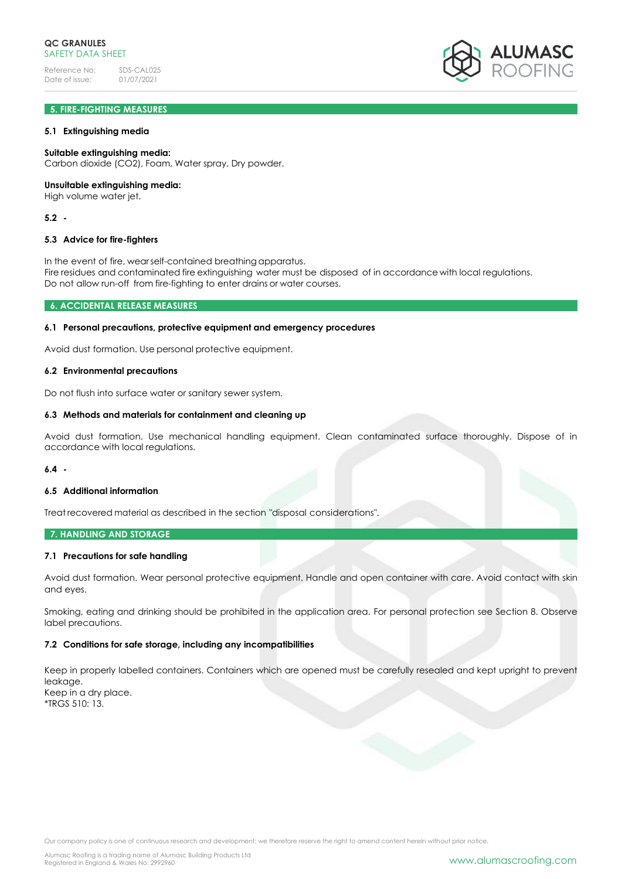## 5. FIRE-FIGHTING MEASURES

### 5.1 Extinguishing media

**Suitable extinguishing media:**
Carbon dioxide ($CO_2$), Foam, Water spray, Dry powder.

**Unsuitable extinguishing media:**
High volume water jet.

### 5.2 -

### 5.3 Advice for fire-fighters

In the event of fire, wear self-contained breathing apparatus.
Fire residues and contaminated fire extinguishing water must be disposed of in accordance with local regulations.
Do not allow run-off from fire-fighting to enter drains or water courses.

## 6. ACCIDENTAL RELEASE MEASURES

### 6.1 Personal precautions, protective equipment and emergency procedures

Avoid dust formation. Use personal protective equipment.

### 6.2 Environmental precautions

Do not flush into surface water or sanitary sewer system.

### 6.3 Methods and materials for containment and cleaning up

Avoid dust formation. Use mechanical handling equipment. Clean contaminated surface thoroughly. Dispose of in accordance with local regulations.

### 6.4 -

### 6.5 Additional information

Treat recovered material as described in the section "disposal considerations".

## 7. HANDLING AND STORAGE

### 7.1 Precautions for safe handling

Avoid dust formation. Wear personal protective equipment. Handle and open container with care. Avoid contact with skin and eyes.

Smoking, eating and drinking should be prohibited in the application area. For personal protection see Section 8. Observe label precautions.

### 7.2 Conditions for safe storage, including any incompatibilities

Keep in properly labelled containers. Containers which are opened must be carefully resealed and kept upright to prevent leakage.
Keep in a dry place.
*TRGS 510: 13.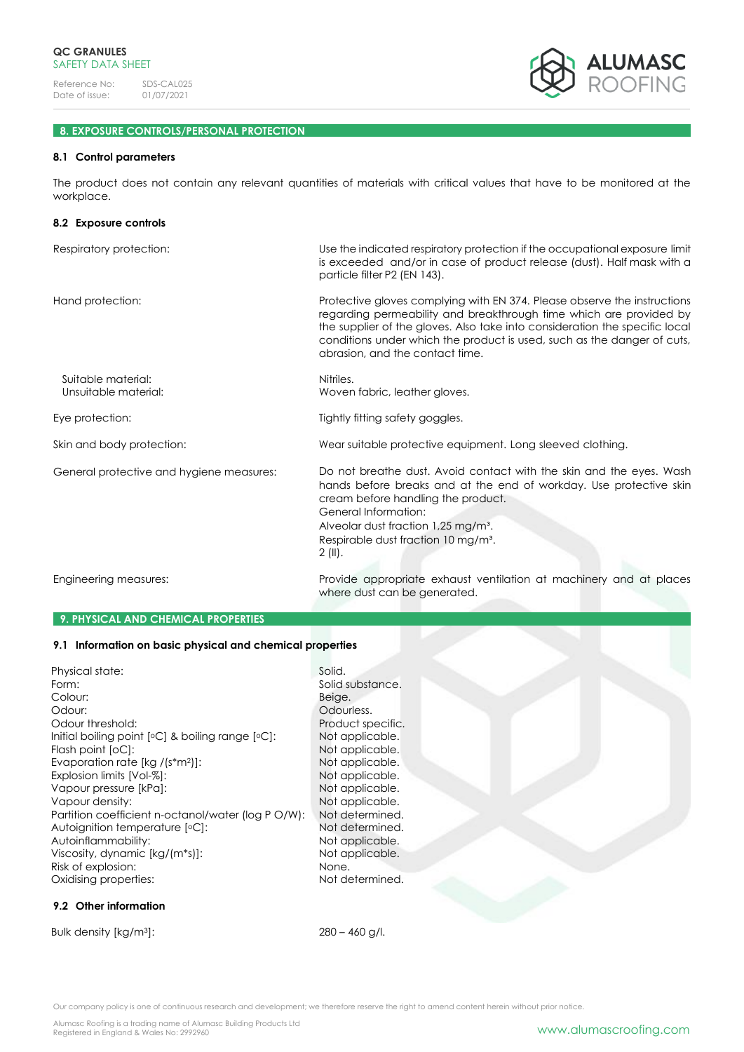## 8. EXPOSURE CONTROLS/PERSONAL PROTECTION

### 8.1 Control parameters

The product does not contain any relevant quantities of materials with critical values that have to be monitored at the workplace.

### 8.2 Exposure controls

| | |
|---|---|
| Respiratory protection: | Use the indicated respiratory protection if the occupational exposure limit is exceeded and/or in case of product release (dust). Half mask with a particle filter P2 (EN 143). |
| Hand protection: | Protective gloves complying with EN 374. Please observe the instructions regarding permeability and breakthrough time which are provided by the supplier of the gloves. Also take into consideration the specific local conditions under which the product is used, such as the danger of cuts, abrasion, and the contact time. |
| Suitable material: | Nitriles. |
| Unsuitable material: | Woven fabric, leather gloves. |
| Eye protection: | Tightly fitting safety goggles. |
| Skin and body protection: | Wear suitable protective equipment. Long sleeved clothing. |
| General protective and hygiene measures: | Do not breathe dust. Avoid contact with the skin and the eyes. Wash hands before breaks and at the end of workday. Use protective skin cream before handling the product.<br>General Information:<br>Alveolar dust fraction 1,25 mg/m³.<br>Respirable dust fraction 10 mg/m³.<br>2 (II). |
| Engineering measures: | Provide appropriate exhaust ventilation at machinery and at places where dust can be generated. |

## 9. PHYSICAL AND CHEMICAL PROPERTIES

### 9.1 Information on basic physical and chemical properties

| | |
|---|---|
| Physical state: | Solid. |
| Form: | Solid substance. |
| Colour: | Beige. |
| Odour: | Odourless. |
| Odour threshold: | Product specific. |
| Initial boiling point [°C] & boiling range [°C]: | Not applicable. |
| Flash point [oC]: | Not applicable. |
| Evaporation rate [kg /(s*m²)]: | Not applicable. |
| Explosion limits [Vol-%]: | Not applicable. |
| Vapour pressure [kPa]: | Not applicable. |
| Vapour density: | Not applicable. |
| Partition coefficient n-octanol/water (log P O/W): | Not determined. |
| Autoignition temperature [°C]: | Not determined. |
| Autoinflammability: | Not applicable. |
| Viscosity, dynamic [kg/(m*s)]: | Not applicable. |
| Risk of explosion: | None. |
| Oxidising properties: | Not determined. |

### 9.2 Other information

| | |
|---|---|
| Bulk density [kg/m³]: | 280 – 460 g/l. |

Our company policy is one of continuous research and development; we therefore reserve the right to amend content herein without prior notice.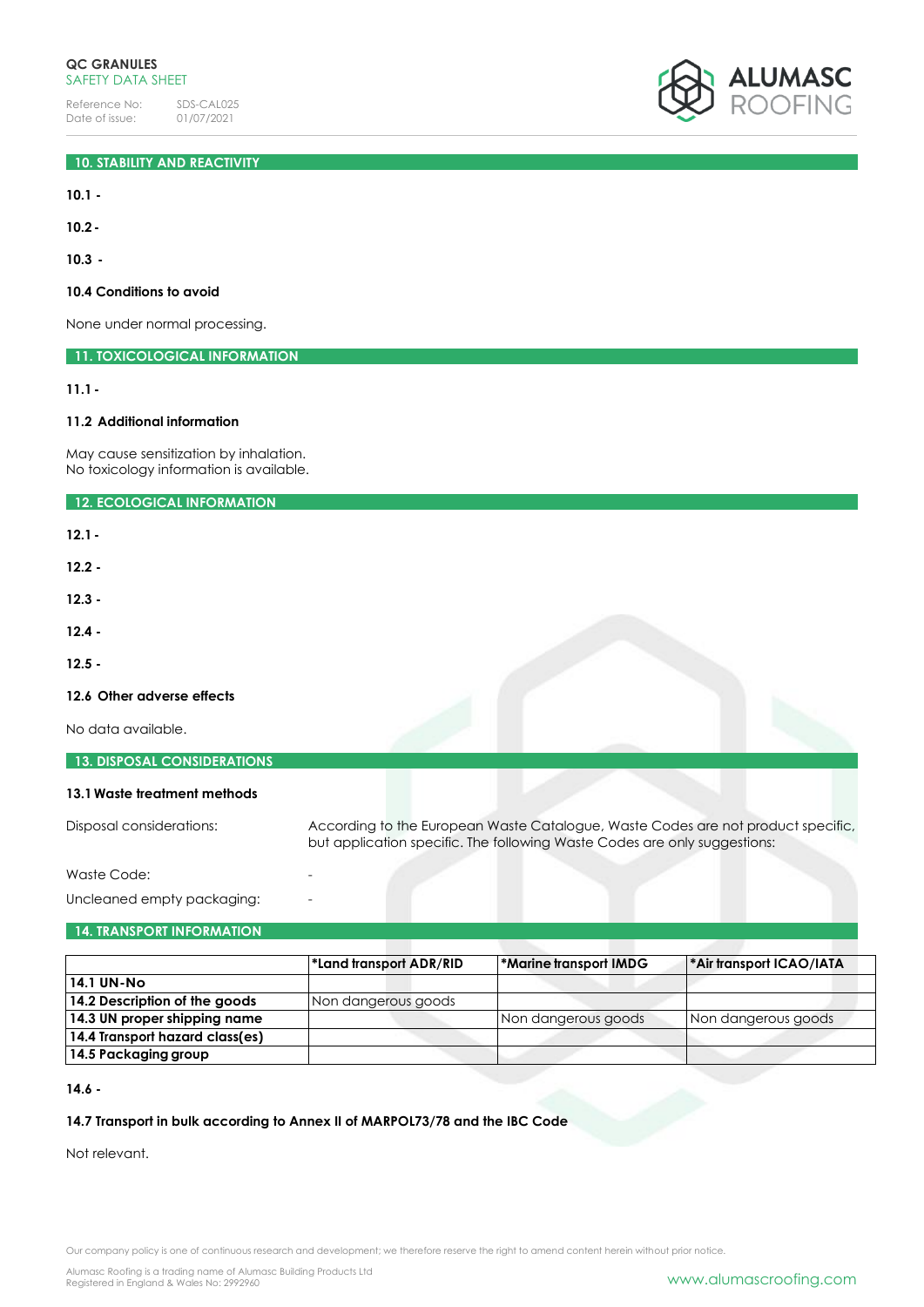## 10. STABILITY AND REACTIVITY

**10.1 -**

**10.2 -**

**10.3 -**

**10.4 Conditions to avoid**

None under normal processing.

## 11. TOXICOLOGICAL INFORMATION

**11.1 -**

**11.2 Additional information**

May cause sensitization by inhalation.
No toxicology information is available.

## 12. ECOLOGICAL INFORMATION

**12.1 -**

**12.2 -**

**12.3 -**

**12.4 -**

**12.5 -**

**12.6 Other adverse effects**

No data available.

## 13. DISPOSAL CONSIDERATIONS

**13.1 Waste treatment methods**

Disposal considerations: According to the European Waste Catalogue, Waste Codes are not product specific, but application specific. The following Waste Codes are only suggestions:

Waste Code: -

Uncleaned empty packaging: -

## 14. TRANSPORT INFORMATION

| | *Land transport ADR/RID | *Marine transport IMDG | *Air transport ICAO/IATA |
|---|---|---|---|
| **14.1 UN-No** | | | |
| **14.2 Description of the goods** | Non dangerous goods | | |
| **14.3 UN proper shipping name** | | Non dangerous goods | Non dangerous goods |
| **14.4 Transport hazard class(es)** | | | |
| **14.5 Packaging group** | | | |

**14.6 -**

**14.7 Transport in bulk according to Annex II of MARPOL73/78 and the IBC Code**

Not relevant.

Our company policy is one of continuous research and development; we therefore reserve the right to amend content herein without prior notice.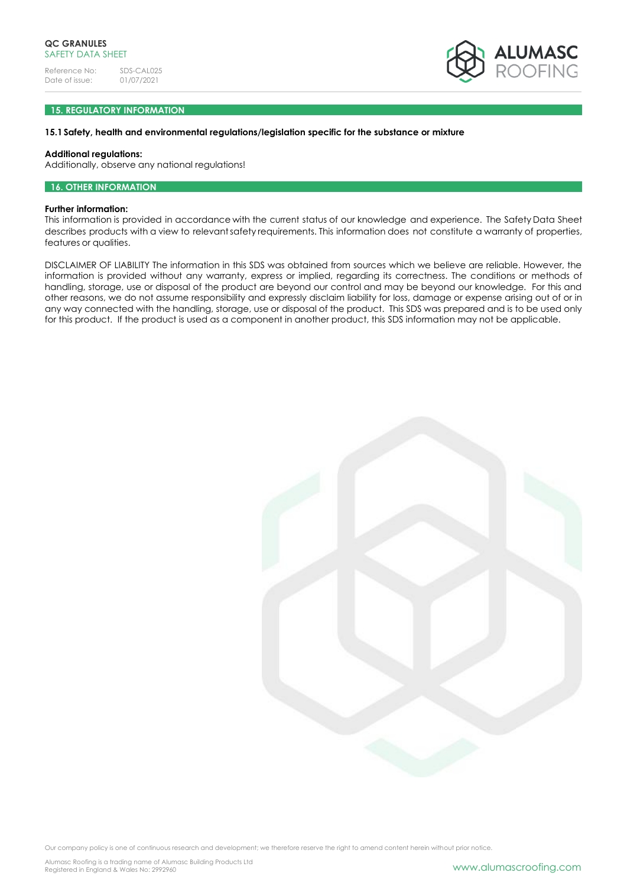## 15. REGULATORY INFORMATION

**15.1 Safety, health and environmental regulations/legislation specific for the substance or mixture**

**Additional regulations:**
Additionally, observe any national regulations!

## 16. OTHER INFORMATION

**Further information:**
This information is provided in accordance with the current status of our knowledge and experience. The Safety Data Sheet describes products with a view to relevant safety requirements. This information does not constitute a warranty of properties, features or qualities.

DISCLAIMER OF LIABILITY The information in this SDS was obtained from sources which we believe are reliable. However, the information is provided without any warranty, express or implied, regarding its correctness. The conditions or methods of handling, storage, use or disposal of the product are beyond our control and may be beyond our knowledge. For this and other reasons, we do not assume responsibility and expressly disclaim liability for loss, damage or expense arising out of or in any way connected with the handling, storage, use or disposal of the product. This SDS was prepared and is to be used only for this product. If the product is used as a component in another product, this SDS information may not be applicable.